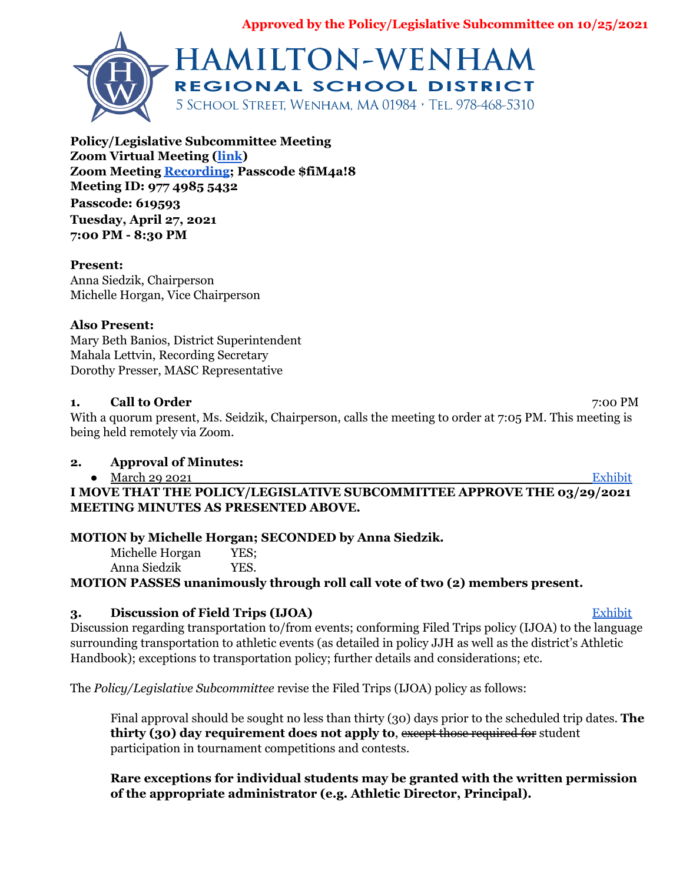**Approved by the Policy/Legislative Subcommittee on 10/25/2021**

# HAMILTON-WENHAM
## REGIONAL SCHOOL DISTRICT
5 School Street, Wenham, MA 01984 · Tel. 978-468-5310

**Policy/Legislative Subcommittee Meeting**
**Zoom Virtual Meeting (link)**
**Zoom Meeting Recording; Passcode $fiM4a!8**
**Meeting ID: 977 4985 5432**
**Passcode: 619593**
**Tuesday, April 27, 2021**
**7:00 PM - 8:30 PM**

**Present:**
Anna Siedzik, Chairperson
Michelle Horgan, Vice Chairperson

**Also Present:**
Mary Beth Banios, District Superintendent
Mahala Lettvin, Recording Secretary
Dorothy Presser, MASC Representative

**1. Call to Order** 7:00 PM

With a quorum present, Ms. Seidzik, Chairperson, calls the meeting to order at 7:05 PM. This meeting is being held remotely via Zoom.

**2. Approval of Minutes:**

- March 29 2021 Exhibit

**I MOVE THAT THE POLICY/LEGISLATIVE SUBCOMMITTEE APPROVE THE 03/29/2021 MEETING MINUTES AS PRESENTED ABOVE.**

**MOTION by Michelle Horgan; SECONDED by Anna Siedzik.**

Michelle Horgan YES;
Anna Siedzik YES.

**MOTION PASSES unanimously through roll call vote of two (2) members present.**

**3. Discussion of Field Trips (IJOA)** Exhibit

Discussion regarding transportation to/from events; conforming Filed Trips policy (IJOA) to the language surrounding transportation to athletic events (as detailed in policy JJH as well as the district's Athletic Handbook); exceptions to transportation policy; further details and considerations; etc.

The *Policy/Legislative Subcommittee* revise the Filed Trips (IJOA) policy as follows:

> Final approval should be sought no less than thirty (30) days prior to the scheduled trip dates. **The thirty (30) day requirement does not apply to**, ~~except those required for~~ student participation in tournament competitions and contests.
>
> **Rare exceptions for individual students may be granted with the written permission of the appropriate administrator (e.g. Athletic Director, Principal).**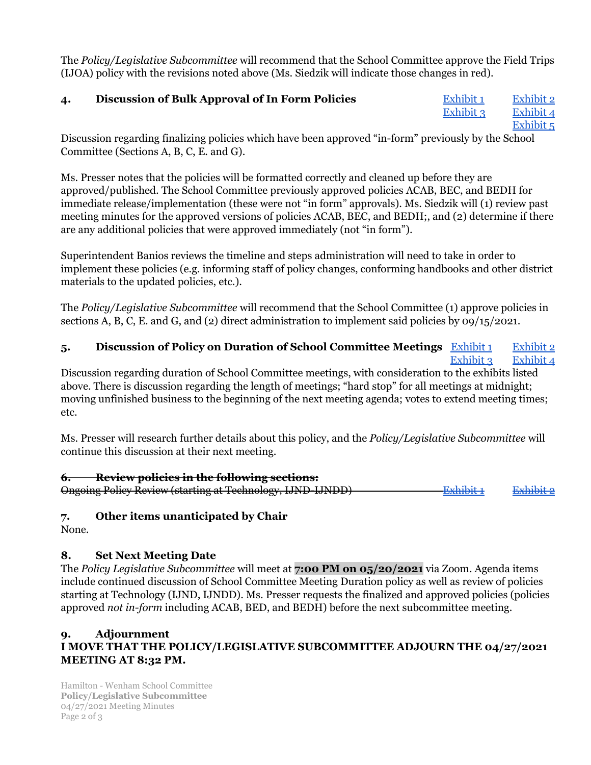The *Policy/Legislative Subcommittee* will recommend that the School Committee approve the Field Trips (IJOA) policy with the revisions noted above (Ms. Siedzik will indicate those changes in red).

### 4. Discussion of Bulk Approval of In Form Policies

[Exhibit 1] [Exhibit 2] [Exhibit 3] [Exhibit 4] [Exhibit 5]

Discussion regarding finalizing policies which have been approved "in-form" previously by the School Committee (Sections A, B, C, E. and G).

Ms. Presser notes that the policies will be formatted correctly and cleaned up before they are approved/published. The School Committee previously approved policies ACAB, BEC, and BEDH for immediate release/implementation (these were not "in form" approvals). Ms. Siedzik will (1) review past meeting minutes for the approved versions of policies ACAB, BEC, and BEDH;, and (2) determine if there are any additional policies that were approved immediately (not "in form").

Superintendent Banios reviews the timeline and steps administration will need to take in order to implement these policies (e.g. informing staff of policy changes, conforming handbooks and other district materials to the updated policies, etc.).

The *Policy/Legislative Subcommittee* will recommend that the School Committee (1) approve policies in sections A, B, C, E. and G, and (2) direct administration to implement said policies by 09/15/2021.

### 5. Discussion of Policy on Duration of School Committee Meetings

[Exhibit 1] [Exhibit 2] [Exhibit 3] [Exhibit 4]

Discussion regarding duration of School Committee meetings, with consideration to the exhibits listed above. There is discussion regarding the length of meetings; "hard stop" for all meetings at midnight; moving unfinished business to the beginning of the next meeting agenda; votes to extend meeting times; etc.

Ms. Presser will research further details about this policy, and the *Policy/Legislative Subcommittee* will continue this discussion at their next meeting.

### ~~6. Review policies in the following sections:~~

~~Ongoing Policy Review (starting at Technology, IJND-IJNDD)~~ ~~[Exhibit 1]~~ ~~[Exhibit 2]~~

### 7. Other items unanticipated by Chair

None.

### 8. Set Next Meeting Date

The *Policy Legislative Subcommittee* will meet at **7:00 PM on 05/20/2021** via Zoom. Agenda items include continued discussion of School Committee Meeting Duration policy as well as review of policies starting at Technology (IJND, IJNDD). Ms. Presser requests the finalized and approved policies (policies approved *not in-form* including ACAB, BED, and BEDH) before the next subcommittee meeting.

### 9. Adjournment

**I MOVE THAT THE POLICY/LEGISLATIVE SUBCOMMITTEE ADJOURN THE 04/27/2021 MEETING AT 8:32 PM.**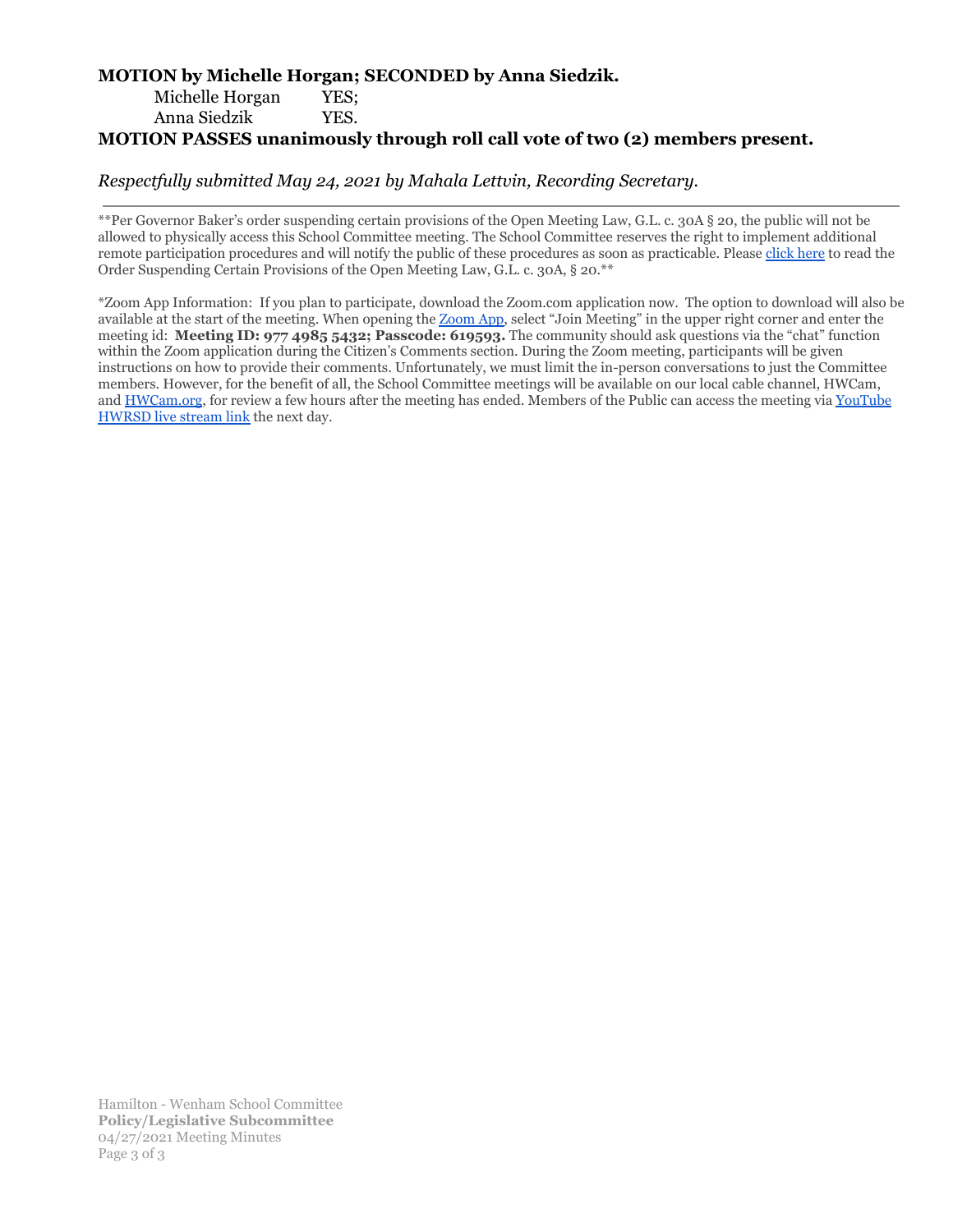**MOTION by Michelle Horgan; SECONDED by Anna Siedzik.**

Michelle Horgan YES;
Anna Siedzik YES.

**MOTION PASSES unanimously through roll call vote of two (2) members present.**

*Respectfully submitted May 24, 2021 by Mahala Lettvin, Recording Secretary.*

---

**Per Governor Baker's order suspending certain provisions of the Open Meeting Law, G.L. c. 30A § 20, the public will not be allowed to physically access this School Committee meeting. The School Committee reserves the right to implement additional remote participation procedures and will notify the public of these procedures as soon as practicable. Please click here to read the Order Suspending Certain Provisions of the Open Meeting Law, G.L. c. 30A, § 20.**

*Zoom App Information: If you plan to participate, download the Zoom.com application now. The option to download will also be available at the start of the meeting. When opening the Zoom App, select "Join Meeting" in the upper right corner and enter the meeting id: **Meeting ID: 977 4985 5432; Passcode: 619593.** The community should ask questions via the "chat" function within the Zoom application during the Citizen's Comments section. During the Zoom meeting, participants will be given instructions on how to provide their comments. Unfortunately, we must limit the in-person conversations to just the Committee members. However, for the benefit of all, the School Committee meetings will be available on our local cable channel, HWCam, and HWCam.org, for review a few hours after the meeting has ended. Members of the Public can access the meeting via YouTube HWRSD live stream link the next day.